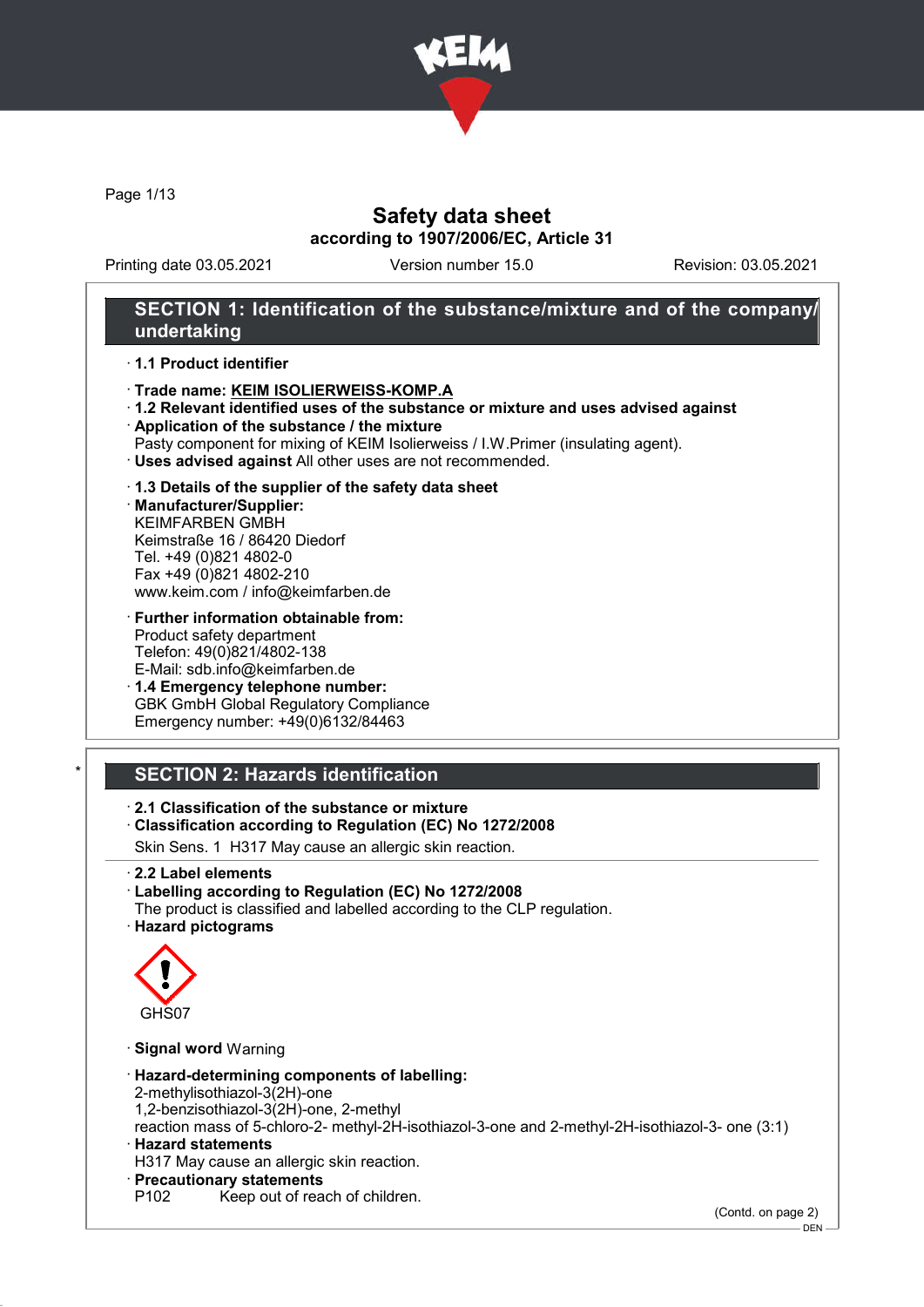# Safety data sheet

**according to 1907/2006/EC, Article 31**

Printing date 03.05.2021 | Version number 15.0 | Revision: 03.05.2021

## SECTION 1: Identification of the substance/mixture and of the company/undertaking

· **1.1 Product identifier**

· **Trade name: KEIM ISOLIERWEISS-KOMP.A**

· **1.2 Relevant identified uses of the substance or mixture and uses advised against**

· **Application of the substance / the mixture**
Pasty component for mixing of KEIM Isolierweiss / I.W.Primer (insulating agent).

· **Uses advised against** All other uses are not recommended.

· **1.3 Details of the supplier of the safety data sheet**

· **Manufacturer/Supplier:**
KEIMFARBEN GMBH
Keimstraße 16 / 86420 Diedorf
Tel. +49 (0)821 4802-0
Fax +49 (0)821 4802-210
www.keim.com / info@keimfarben.de

· **Further information obtainable from:**
Product safety department
Telefon: 49(0)821/4802-138
E-Mail: sdb.info@keimfarben.de

· **1.4 Emergency telephone number:**
GBK GmbH Global Regulatory Compliance
Emergency number: +49(0)6132/84463

## SECTION 2: Hazards identification

· **2.1 Classification of the substance or mixture**

· **Classification according to Regulation (EC) No 1272/2008**

Skin Sens. 1 H317 May cause an allergic skin reaction.

· **2.2 Label elements**

· **Labelling according to Regulation (EC) No 1272/2008**
The product is classified and labelled according to the CLP regulation.

· **Hazard pictograms**

GHS07

· **Signal word** Warning

· **Hazard-determining components of labelling:**
2-methylisothiazol-3(2H)-one
1,2-benzisothiazol-3(2H)-one, 2-methyl
reaction mass of 5-chloro-2- methyl-2H-isothiazol-3-one and 2-methyl-2H-isothiazol-3- one (3:1)

· **Hazard statements**
H317 May cause an allergic skin reaction.

· **Precautionary statements**
P102 Keep out of reach of children.

(Contd. on page 2)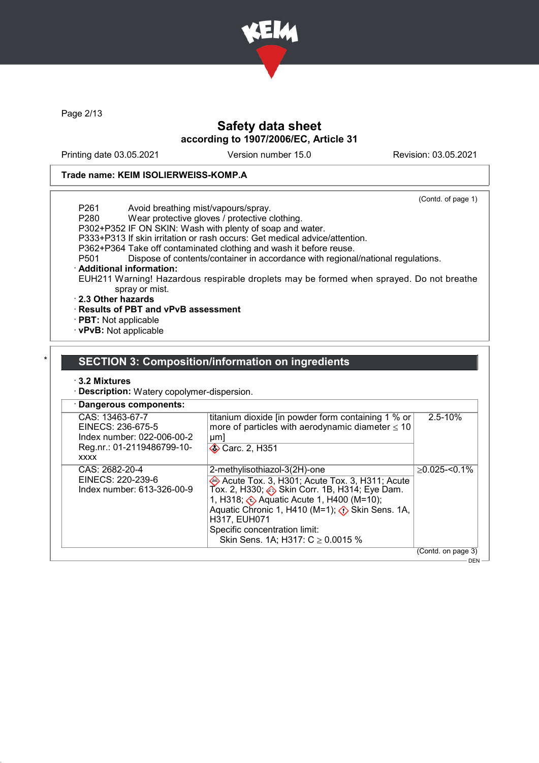**Trade name: KEIM ISOLIERWEISS-KOMP.A**

(Contd. of page 1)

P261 Avoid breathing mist/vapours/spray.
P280 Wear protective gloves / protective clothing.
P302+P352 IF ON SKIN: Wash with plenty of soap and water.
P333+P313 If skin irritation or rash occurs: Get medical advice/attention.
P362+P364 Take off contaminated clothing and wash it before reuse.
P501 Dispose of contents/container in accordance with regional/national regulations.

· **Additional information:**
EUH211 Warning! Hazardous respirable droplets may be formed when sprayed. Do not breathe spray or mist.

· **2.3 Other hazards**
· **Results of PBT and vPvB assessment**
· **PBT:** Not applicable
· **vPvB:** Not applicable

## SECTION 3: Composition/information on ingredients

· **3.2 Mixtures**
· **Description:** Watery copolymer-dispersion.

| · **Dangerous components:** | | |
|---|---|---|
| CAS: 13463-67-7<br>EINECS: 236-675-5<br>Index number: 022-006-00-2<br>Reg.nr.: 01-2119486799-10-xxxx | titanium dioxide [in powder form containing 1 % or more of particles with aerodynamic diameter ≤ 10 μm]<br>Carc. 2, H351 | 2.5-10% |
| CAS: 2682-20-4<br>EINECS: 220-239-6<br>Index number: 613-326-00-9 | 2-methylisothiazol-3(2H)-one<br>Acute Tox. 3, H301; Acute Tox. 3, H311; Acute Tox. 2, H330; Skin Corr. 1B, H314; Eye Dam. 1, H318; Aquatic Acute 1, H400 (M=10); Aquatic Chronic 1, H410 (M=1); Skin Sens. 1A, H317, EUH071<br>Specific concentration limit:<br>Skin Sens. 1A; H317: C ≥ 0.0015 % | ≥0.025-<0.1% |

(Contd. on page 3)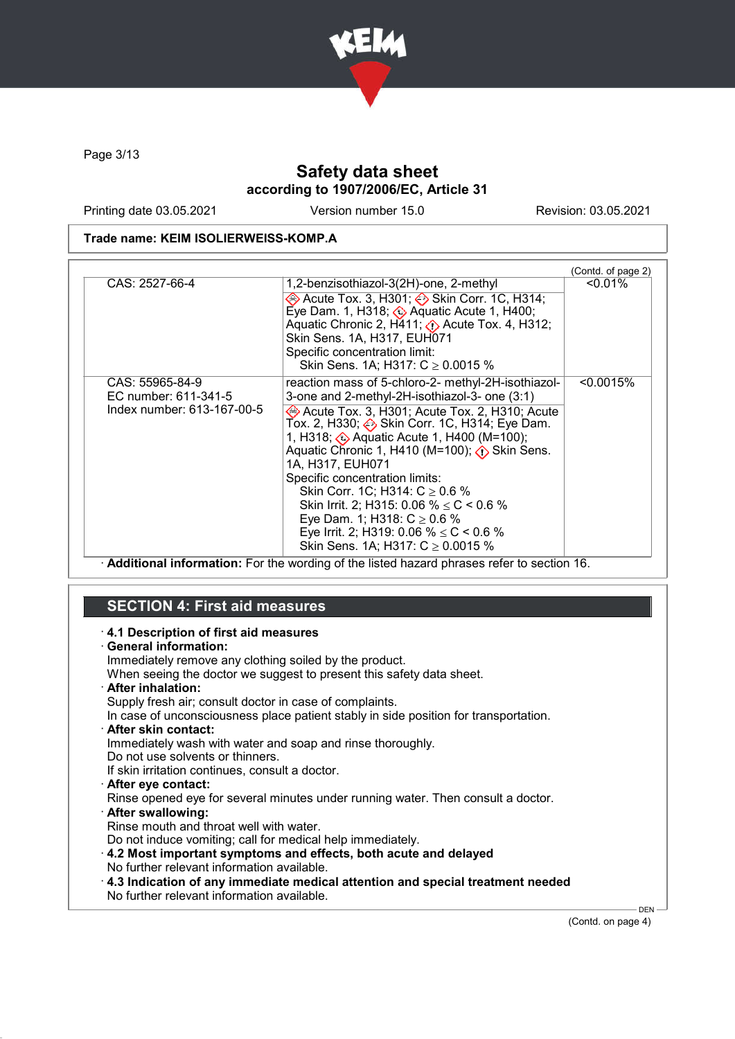**Trade name: KEIM ISOLIERWEISS-KOMP.A**

(Contd. of page 2)

| | | |
|---|---|---|
| CAS: 2527-66-4 | 1,2-benzisothiazol-3(2H)-one, 2-methyl<br>Acute Tox. 3, H301; Skin Corr. 1C, H314; Eye Dam. 1, H318; Aquatic Acute 1, H400; Aquatic Chronic 2, H411; Acute Tox. 4, H312; Skin Sens. 1A, H317, EUH071<br>Specific concentration limit:<br>Skin Sens. 1A; H317: C ≥ 0.0015 % | <0.01% |
| CAS: 55965-84-9<br>EC number: 611-341-5<br>Index number: 613-167-00-5 | reaction mass of 5-chloro-2- methyl-2H-isothiazol-3-one and 2-methyl-2H-isothiazol-3- one (3:1)<br>Acute Tox. 3, H301; Acute Tox. 2, H310; Acute Tox. 2, H330; Skin Corr. 1C, H314; Eye Dam. 1, H318; Aquatic Acute 1, H400 (M=100); Aquatic Chronic 1, H410 (M=100); Skin Sens. 1A, H317, EUH071<br>Specific concentration limits:<br>Skin Corr. 1C; H314: C ≥ 0.6 %<br>Skin Irrit. 2; H315: 0.06 % ≤ C < 0.6 %<br>Eye Dam. 1; H318: C ≥ 0.6 %<br>Eye Irrit. 2; H319: 0.06 % ≤ C < 0.6 %<br>Skin Sens. 1A; H317: C ≥ 0.0015 % | <0.0015% |

· **Additional information:** For the wording of the listed hazard phrases refer to section 16.

## SECTION 4: First aid measures

· **4.1 Description of first aid measures**

· **General information:**
Immediately remove any clothing soiled by the product.
When seeing the doctor we suggest to present this safety data sheet.

· **After inhalation:**
Supply fresh air; consult doctor in case of complaints.
In case of unconsciousness place patient stably in side position for transportation.

· **After skin contact:**
Immediately wash with water and soap and rinse thoroughly.
Do not use solvents or thinners.
If skin irritation continues, consult a doctor.

· **After eye contact:**
Rinse opened eye for several minutes under running water. Then consult a doctor.

· **After swallowing:**
Rinse mouth and throat well with water.
Do not induce vomiting; call for medical help immediately.

· **4.2 Most important symptoms and effects, both acute and delayed**
No further relevant information available.

· **4.3 Indication of any immediate medical attention and special treatment needed**
No further relevant information available.

(Contd. on page 4)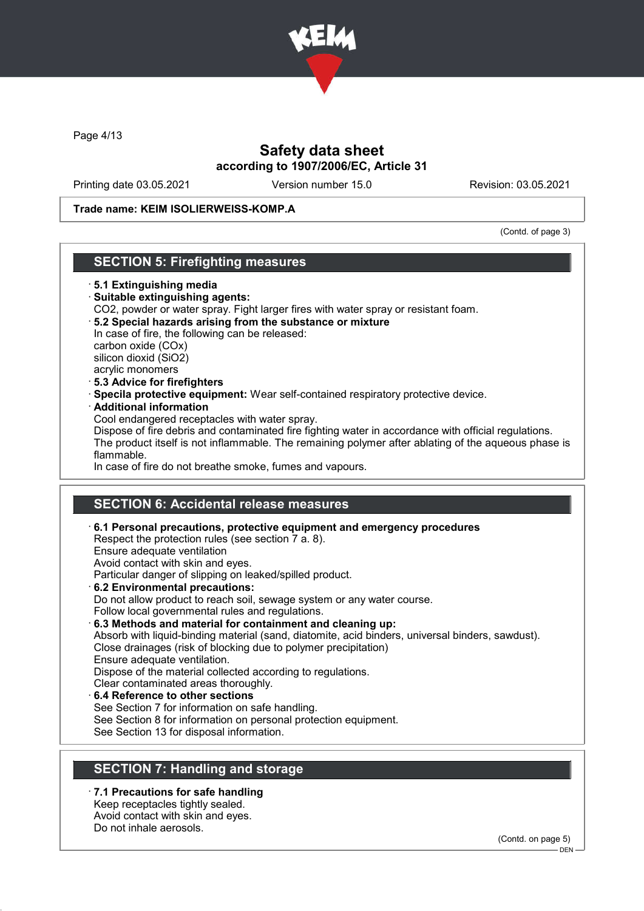Trade name: KEIM ISOLIERWEISS-KOMP.A

(Contd. of page 3)

## SECTION 5: Firefighting measures

- **5.1 Extinguishing media**
- **Suitable extinguishing agents:**
  $CO_2$, powder or water spray. Fight larger fires with water spray or resistant foam.
- **5.2 Special hazards arising from the substance or mixture**
  In case of fire, the following can be released:
  carbon oxide ($CO_x$)
  silicon dioxid ($SiO_2$)
  acrylic monomers
- **5.3 Advice for firefighters**
- **Specila protective equipment:** Wear self-contained respiratory protective device.
- **Additional information**
  Cool endangered receptacles with water spray.
  Dispose of fire debris and contaminated fire fighting water in accordance with official regulations.
  The product itself is not inflammable. The remaining polymer after ablating of the aqueous phase is flammable.
  In case of fire do not breathe smoke, fumes and vapours.

## SECTION 6: Accidental release measures

- **6.1 Personal precautions, protective equipment and emergency procedures**
  Respect the protection rules (see section 7 a. 8).
  Ensure adequate ventilation
  Avoid contact with skin and eyes.
  Particular danger of slipping on leaked/spilled product.
- **6.2 Environmental precautions:**
  Do not allow product to reach soil, sewage system or any water course.
  Follow local governmental rules and regulations.
- **6.3 Methods and material for containment and cleaning up:**
  Absorb with liquid-binding material (sand, diatomite, acid binders, universal binders, sawdust).
  Close drainages (risk of blocking due to polymer precipitation)
  Ensure adequate ventilation.
  Dispose of the material collected according to regulations.
  Clear contaminated areas thoroughly.
- **6.4 Reference to other sections**
  See Section 7 for information on safe handling.
  See Section 8 for information on personal protection equipment.
  See Section 13 for disposal information.

## SECTION 7: Handling and storage

- **7.1 Precautions for safe handling**
  Keep receptacles tightly sealed.
  Avoid contact with skin and eyes.
  Do not inhale aerosols.

(Contd. on page 5)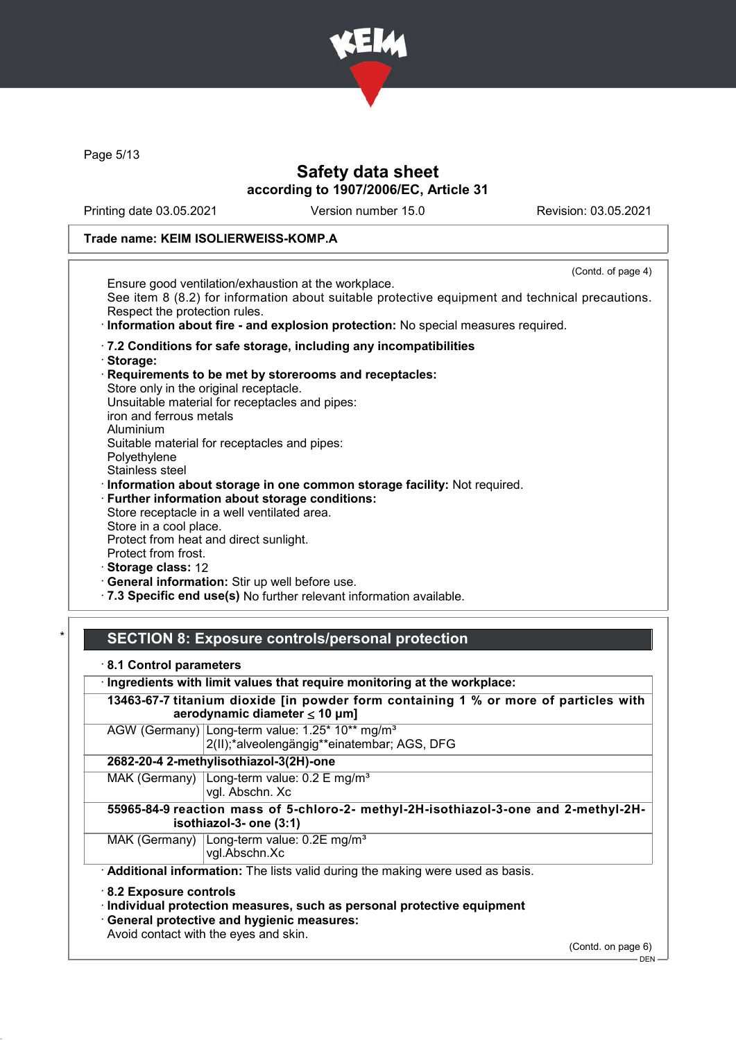Safety data sheet
according to 1907/2006/EC, Article 31

Printing date 03.05.2021 | Version number 15.0 | Revision: 03.05.2021

**Trade name: KEIM ISOLIERWEISS-KOMP.A**

(Contd. of page 4)

Ensure good ventilation/exhaustion at the workplace.
See item 8 (8.2) for information about suitable protective equipment and technical precautions.
Respect the protection rules.

· **Information about fire - and explosion protection:** No special measures required.

· **7.2 Conditions for safe storage, including any incompatibilities**
· **Storage:**
· **Requirements to be met by storerooms and receptacles:**
Store only in the original receptacle.
Unsuitable material for receptacles and pipes:
iron and ferrous metals
Aluminium
Suitable material for receptacles and pipes:
Polyethylene
Stainless steel
· **Information about storage in one common storage facility:** Not required.
· **Further information about storage conditions:**
Store receptacle in a well ventilated area.
Store in a cool place.
Protect from heat and direct sunlight.
Protect from frost.
· **Storage class:** 12
· **General information:** Stir up well before use.
· **7.3 Specific end use(s)** No further relevant information available.

## * SECTION 8: Exposure controls/personal protection

· **8.1 Control parameters**

| · **Ingredients with limit values that require monitoring at the workplace:** | |
|---|---|
| **13463-67-7 titanium dioxide [in powder form containing 1 % or more of particles with aerodynamic diameter ≤ 10 μm]** | |
| AGW (Germany) | Long-term value: 1.25* 10** mg/m³<br>2(II);*alveolengängig**einatembar; AGS, DFG |
| **2682-20-4 2-methylisothiazol-3(2H)-one** | |
| MAK (Germany) | Long-term value: 0.2 E mg/m³<br>vgl. Abschn. Xc |
| **55965-84-9 reaction mass of 5-chloro-2- methyl-2H-isothiazol-3-one and 2-methyl-2H-isothiazol-3- one (3:1)** | |
| MAK (Germany) | Long-term value: 0.2E mg/m³<br>vgl.Abschn.Xc |

· **Additional information:** The lists valid during the making were used as basis.

· **8.2 Exposure controls**
· **Individual protection measures, such as personal protective equipment**
· **General protective and hygienic measures:**
Avoid contact with the eyes and skin.

(Contd. on page 6)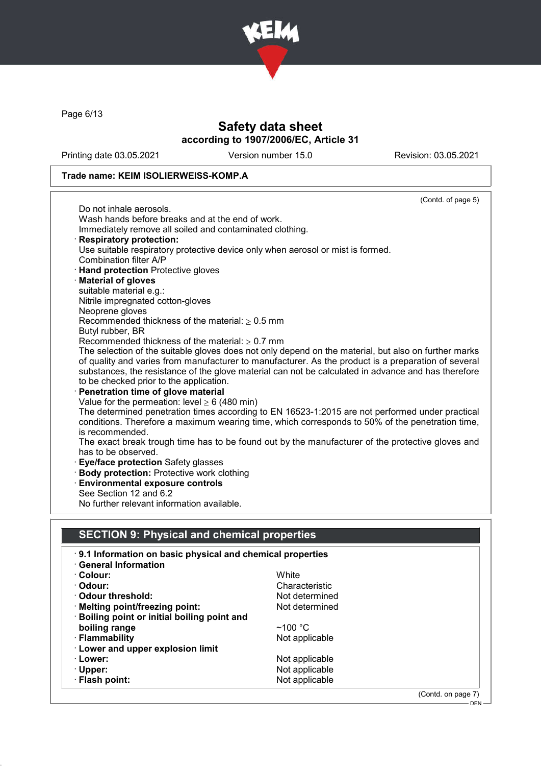Trade name: KEIM ISOLIERWEISS-KOMP.A

(Contd. of page 5)

Do not inhale aerosols.
Wash hands before breaks and at the end of work.
Immediately remove all soiled and contaminated clothing.

· **Respiratory protection:**
Use suitable respiratory protective device only when aerosol or mist is formed.
Combination filter A/P

· **Hand protection** Protective gloves

· **Material of gloves**
suitable material e.g.:
Nitrile impregnated cotton-gloves
Neoprene gloves
Recommended thickness of the material: ≥ 0.5 mm
Butyl rubber, BR
Recommended thickness of the material: ≥ 0.7 mm
The selection of the suitable gloves does not only depend on the material, but also on further marks of quality and varies from manufacturer to manufacturer. As the product is a preparation of several substances, the resistance of the glove material can not be calculated in advance and has therefore to be checked prior to the application.

· **Penetration time of glove material**
Value for the permeation: level ≥ 6 (480 min)
The determined penetration times according to EN 16523-1:2015 are not performed under practical conditions. Therefore a maximum wearing time, which corresponds to 50% of the penetration time, is recommended.
The exact break trough time has to be found out by the manufacturer of the protective gloves and has to be observed.

· **Eye/face protection** Safety glasses

· **Body protection:** Protective work clothing

· **Environmental exposure controls**
See Section 12 and 6.2
No further relevant information available.

## SECTION 9: Physical and chemical properties

· **9.1 Information on basic physical and chemical properties**

· **General Information**

| | |
|---|---|
| · **Colour:** | White |
| · **Odour:** | Characteristic |
| · **Odour threshold:** | Not determined |
| · **Melting point/freezing point:** | Not determined |
| · **Boiling point or initial boiling point and boiling range** | ~100 °C |
| · **Flammability** | Not applicable |
| · **Lower and upper explosion limit** | |
| · **Lower:** | Not applicable |
| · **Upper:** | Not applicable |
| · **Flash point:** | Not applicable |

(Contd. on page 7)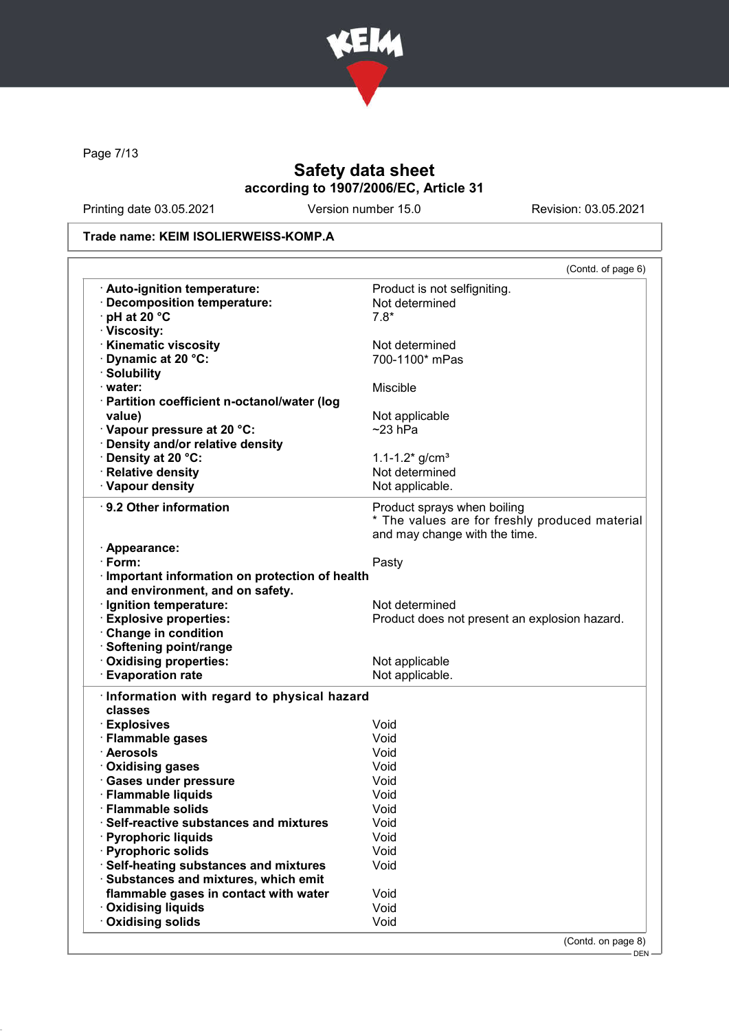# Safety data sheet

**according to 1907/2006/EC, Article 31**

Printing date 03.05.2021 Version number 15.0 Revision: 03.05.2021

**Trade name: KEIM ISOLIERWEISS-KOMP.A**

(Contd. of page 6)

| | |
|---|---|
| · **Auto-ignition temperature:** | Product is not selfigniting. |
| · **Decomposition temperature:** | Not determined |
| · **pH at 20 °C** | 7.8* |
| · **Viscosity:** | |
| · **Kinematic viscosity** | Not determined |
| · **Dynamic at 20 °C:** | 700-1100* mPas |
| · **Solubility** | |
| · **water:** | Miscible |
| · **Partition coefficient n-octanol/water (log value)** | Not applicable |
| · **Vapour pressure at 20 °C:** | ~23 hPa |
| · **Density and/or relative density** | |
| · **Density at 20 °C:** | 1.1-1.2* g/cm³ |
| · **Relative density** | Not determined |
| · **Vapour density** | Not applicable. |

| | |
|---|---|
| · **9.2 Other information** | Product sprays when boiling<br>* The values are for freshly produced material and may change with the time. |
| · **Appearance:** | |
| · **Form:** | Pasty |
| · **Important information on protection of health and environment, and on safety.** | |
| · **Ignition temperature:** | Not determined |
| · **Explosive properties:** | Product does not present an explosion hazard. |
| · **Change in condition** | |
| · **Softening point/range** | |
| · **Oxidising properties:** | Not applicable |
| · **Evaporation rate** | Not applicable. |

| | |
|---|---|
| · **Information with regard to physical hazard classes** | |
| · **Explosives** | Void |
| · **Flammable gases** | Void |
| · **Aerosols** | Void |
| · **Oxidising gases** | Void |
| · **Gases under pressure** | Void |
| · **Flammable liquids** | Void |
| · **Flammable solids** | Void |
| · **Self-reactive substances and mixtures** | Void |
| · **Pyrophoric liquids** | Void |
| · **Pyrophoric solids** | Void |
| · **Self-heating substances and mixtures** | Void |
| · **Substances and mixtures, which emit flammable gases in contact with water** | Void |
| · **Oxidising liquids** | Void |
| · **Oxidising solids** | Void |

(Contd. on page 8)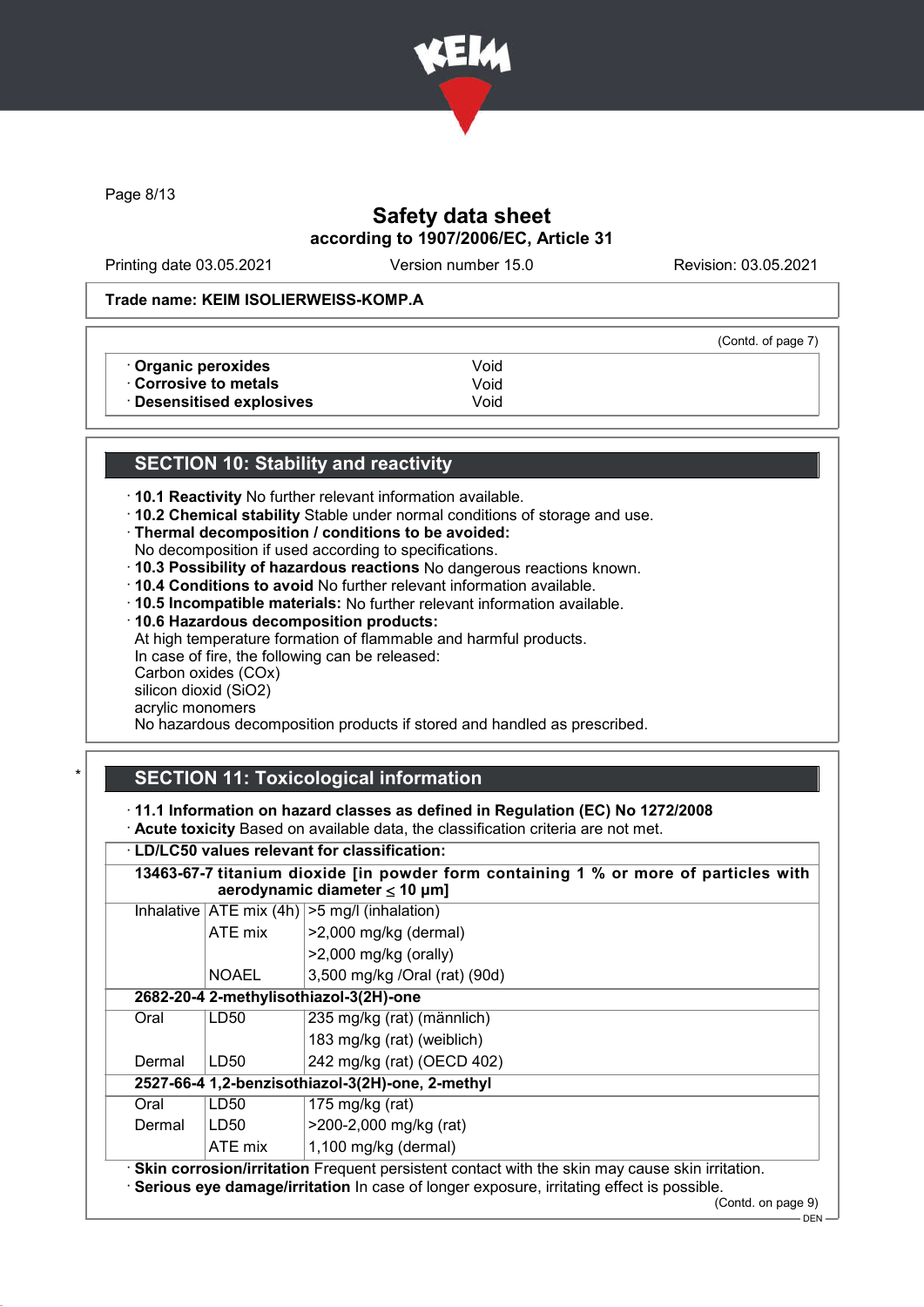Safety data sheet
according to 1907/2006/EC, Article 31

Printing date 03.05.2021 | Version number 15.0 | Revision: 03.05.2021

**Trade name: KEIM ISOLIERWEISS-KOMP.A**

(Contd. of page 7)

| | |
|---|---|
| · **Organic peroxides** | Void |
| · **Corrosive to metals** | Void |
| · **Desensitised explosives** | Void |

## SECTION 10: Stability and reactivity

· **10.1 Reactivity** No further relevant information available.
· **10.2 Chemical stability** Stable under normal conditions of storage and use.
· **Thermal decomposition / conditions to be avoided:**
No decomposition if used according to specifications.
· **10.3 Possibility of hazardous reactions** No dangerous reactions known.
· **10.4 Conditions to avoid** No further relevant information available.
· **10.5 Incompatible materials:** No further relevant information available.
· **10.6 Hazardous decomposition products:**
At high temperature formation of flammable and harmful products.
In case of fire, the following can be released:
Carbon oxides (COx)
silicon dioxid ($SiO_2$)
acrylic monomers
No hazardous decomposition products if stored and handled as prescribed.

## SECTION 11: Toxicological information

· **11.1 Information on hazard classes as defined in Regulation (EC) No 1272/2008**
· **Acute toxicity** Based on available data, the classification criteria are not met.

· **LD/LC50 values relevant for classification:**

| | | |
|---|---|---|
| **13463-67-7 titanium dioxide [in powder form containing 1 % or more of particles with aerodynamic diameter ≤ 10 μm]** | | |
| Inhalative | ATE mix (4h) | >5 mg/l (inhalation) |
| | ATE mix | >2,000 mg/kg (dermal) |
| | | >2,000 mg/kg (orally) |
| | NOAEL | 3,500 mg/kg /Oral (rat) (90d) |
| **2682-20-4 2-methylisothiazol-3(2H)-one** | | |
| Oral | LD50 | 235 mg/kg (rat) (männlich) |
| | | 183 mg/kg (rat) (weiblich) |
| Dermal | LD50 | 242 mg/kg (rat) (OECD 402) |
| **2527-66-4 1,2-benzisothiazol-3(2H)-one, 2-methyl** | | |
| Oral | LD50 | 175 mg/kg (rat) |
| Dermal | LD50 | >200-2,000 mg/kg (rat) |
| | ATE mix | 1,100 mg/kg (dermal) |

· **Skin corrosion/irritation** Frequent persistent contact with the skin may cause skin irritation.
· **Serious eye damage/irritation** In case of longer exposure, irritating effect is possible.

(Contd. on page 9)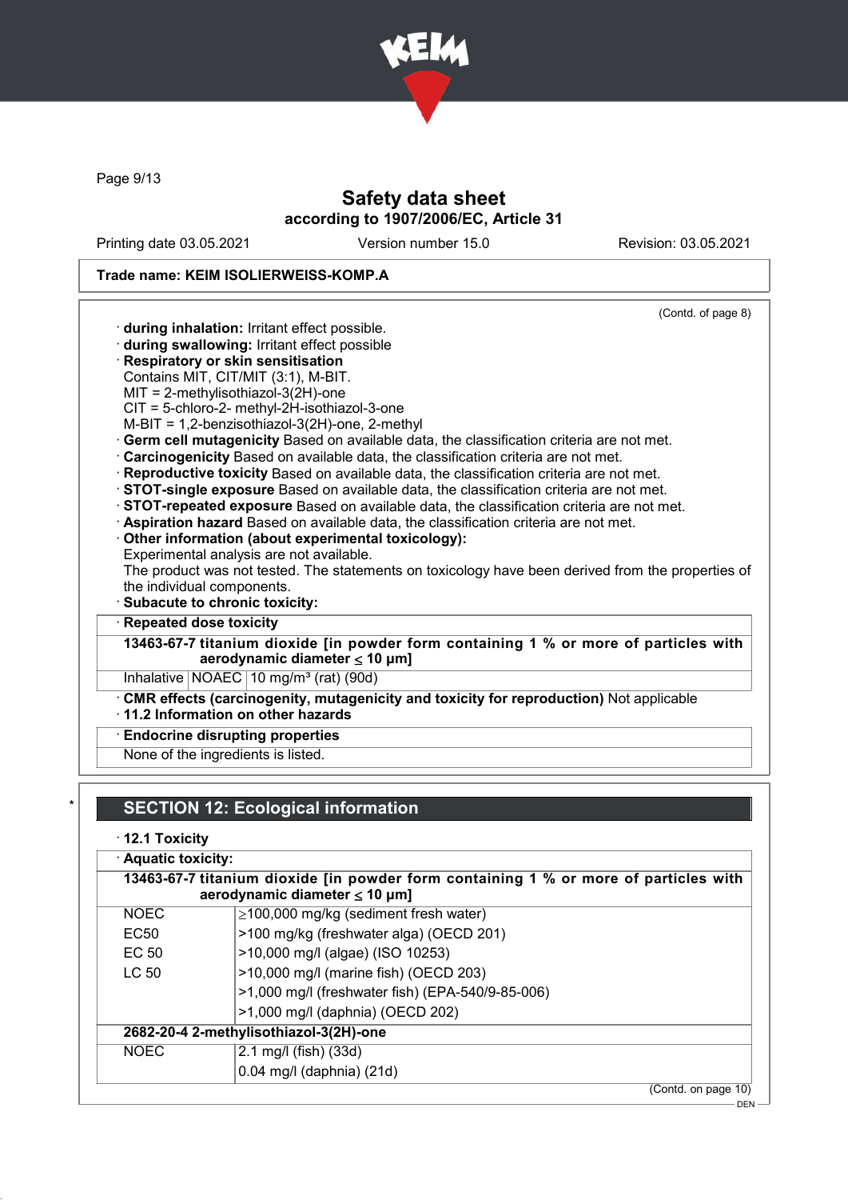Trade name: KEIM ISOLIERWEISS-KOMP.A

(Contd. of page 8)

· **during inhalation:** Irritant effect possible.
· **during swallowing:** Irritant effect possible
· **Respiratory or skin sensitisation**
Contains MIT, CIT/MIT (3:1), M-BIT.
MIT = 2-methylisothiazol-3(2H)-one
CIT = 5-chloro-2- methyl-2H-isothiazol-3-one
M-BIT = 1,2-benzisothiazol-3(2H)-one, 2-methyl
· **Germ cell mutagenicity** Based on available data, the classification criteria are not met.
· **Carcinogenicity** Based on available data, the classification criteria are not met.
· **Reproductive toxicity** Based on available data, the classification criteria are not met.
· **STOT-single exposure** Based on available data, the classification criteria are not met.
· **STOT-repeated exposure** Based on available data, the classification criteria are not met.
· **Aspiration hazard** Based on available data, the classification criteria are not met.
· **Other information (about experimental toxicology):**
Experimental analysis are not available.
The product was not tested. The statements on toxicology have been derived from the properties of the individual components.
· **Subacute to chronic toxicity:**

· **Repeated dose toxicity**

| **13463-67-7 titanium dioxide [in powder form containing 1 % or more of particles with aerodynamic diameter ≤ 10 μm]** | | |
|---|---|---|
| Inhalative | NOAEC | 10 mg/m³ (rat) (90d) |

· **CMR effects (carcinogenity, mutagenicity and toxicity for reproduction)** Not applicable
· **11.2 Information on other hazards**

· **Endocrine disrupting properties**
None of the ingredients is listed.

## SECTION 12: Ecological information

· **12.1 Toxicity**

· **Aquatic toxicity:**

| **13463-67-7 titanium dioxide [in powder form containing 1 % or more of particles with aerodynamic diameter ≤ 10 μm]** | |
|---|---|
| NOEC | ≥100,000 mg/kg (sediment fresh water) |
| EC50 | >100 mg/kg (freshwater alga) (OECD 201) |
| EC 50 | >10,000 mg/l (algae) (ISO 10253) |
| LC 50 | >10,000 mg/l (marine fish) (OECD 203) |
| | >1,000 mg/l (freshwater fish) (EPA-540/9-85-006) |
| | >1,000 mg/l (daphnia) (OECD 202) |
| **2682-20-4 2-methylisothiazol-3(2H)-one** | |
| NOEC | 2.1 mg/l (fish) (33d) |
| | 0.04 mg/l (daphnia) (21d) |

(Contd. on page 10)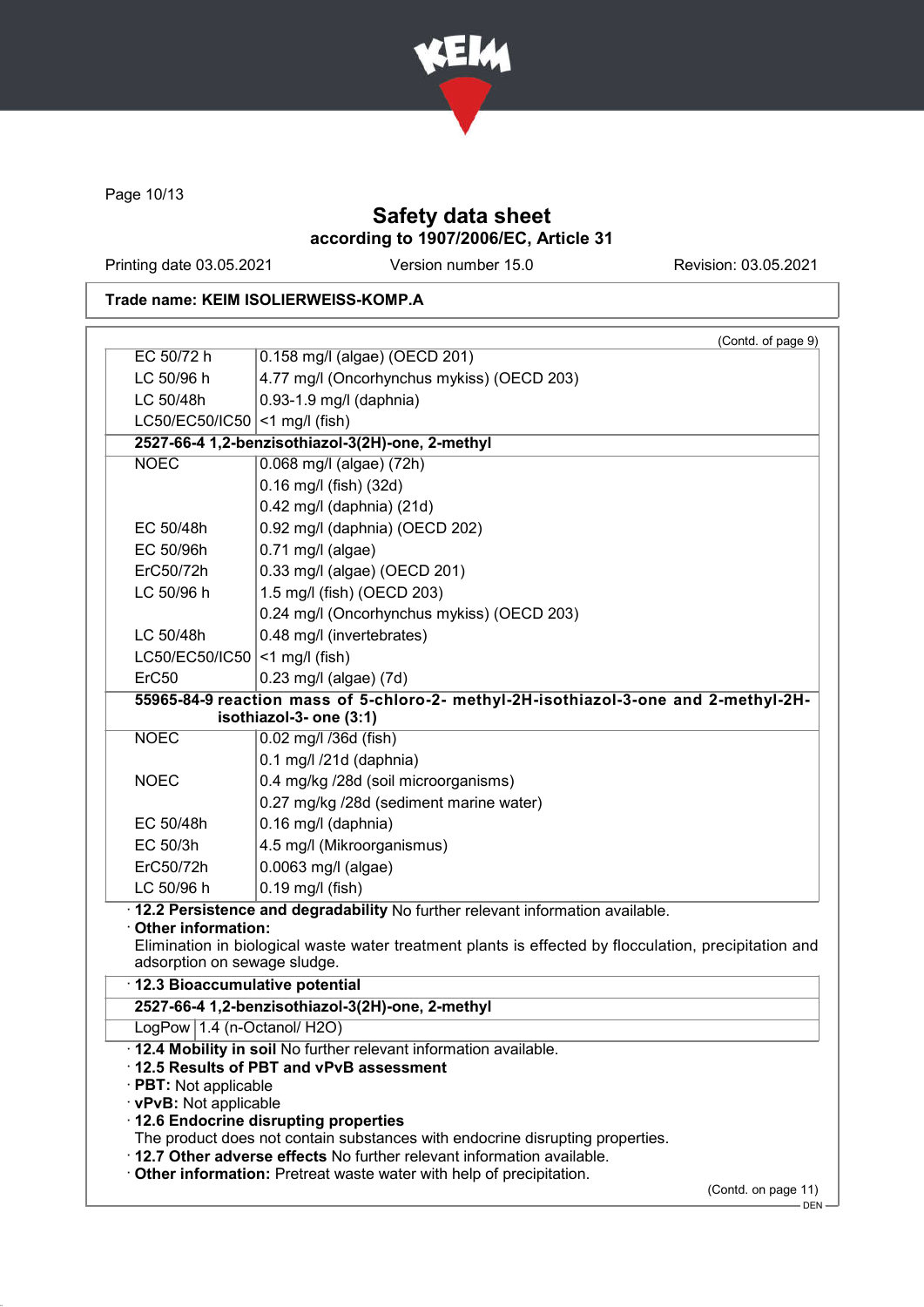Trade name: KEIM ISOLIERWEISS-KOMP.A

(Contd. of page 9)

| | |
|---|---|
| EC 50/72 h | 0.158 mg/l (algae) (OECD 201) |
| LC 50/96 h | 4.77 mg/l (Oncorhynchus mykiss) (OECD 203) |
| LC 50/48h | 0.93-1.9 mg/l (daphnia) |
| LC50/EC50/IC50 | <1 mg/l (fish) |
| **2527-66-4 1,2-benzisothiazol-3(2H)-one, 2-methyl** | |
| NOEC | 0.068 mg/l (algae) (72h) |
| | 0.16 mg/l (fish) (32d) |
| | 0.42 mg/l (daphnia) (21d) |
| EC 50/48h | 0.92 mg/l (daphnia) (OECD 202) |
| EC 50/96h | 0.71 mg/l (algae) |
| ErC50/72h | 0.33 mg/l (algae) (OECD 201) |
| LC 50/96 h | 1.5 mg/l (fish) (OECD 203) |
| | 0.24 mg/l (Oncorhynchus mykiss) (OECD 203) |
| LC 50/48h | 0.48 mg/l (invertebrates) |
| LC50/EC50/IC50 | <1 mg/l (fish) |
| ErC50 | 0.23 mg/l (algae) (7d) |
| **55965-84-9 reaction mass of 5-chloro-2- methyl-2H-isothiazol-3-one and 2-methyl-2H-isothiazol-3- one (3:1)** | |
| NOEC | 0.02 mg/l /36d (fish) |
| | 0.1 mg/l /21d (daphnia) |
| NOEC | 0.4 mg/kg /28d (soil microorganisms) |
| | 0.27 mg/kg /28d (sediment marine water) |
| EC 50/48h | 0.16 mg/l (daphnia) |
| EC 50/3h | 4.5 mg/l (Mikroorganismus) |
| ErC50/72h | 0.0063 mg/l (algae) |
| LC 50/96 h | 0.19 mg/l (fish) |

· **12.2 Persistence and degradability** No further relevant information available.

· **Other information:**
Elimination in biological waste water treatment plants is effected by flocculation, precipitation and adsorption on sewage sludge.

· **12.3 Bioaccumulative potential**

| | |
|---|---|
| **2527-66-4 1,2-benzisothiazol-3(2H)-one, 2-methyl** | |
| LogPow | 1.4 (n-Octanol/ H2O) |

· **12.4 Mobility in soil** No further relevant information available.

· **12.5 Results of PBT and vPvB assessment**

· **PBT:** Not applicable

· **vPvB:** Not applicable

· **12.6 Endocrine disrupting properties**
The product does not contain substances with endocrine disrupting properties.

· **12.7 Other adverse effects** No further relevant information available.

· **Other information:** Pretreat waste water with help of precipitation.

(Contd. on page 11)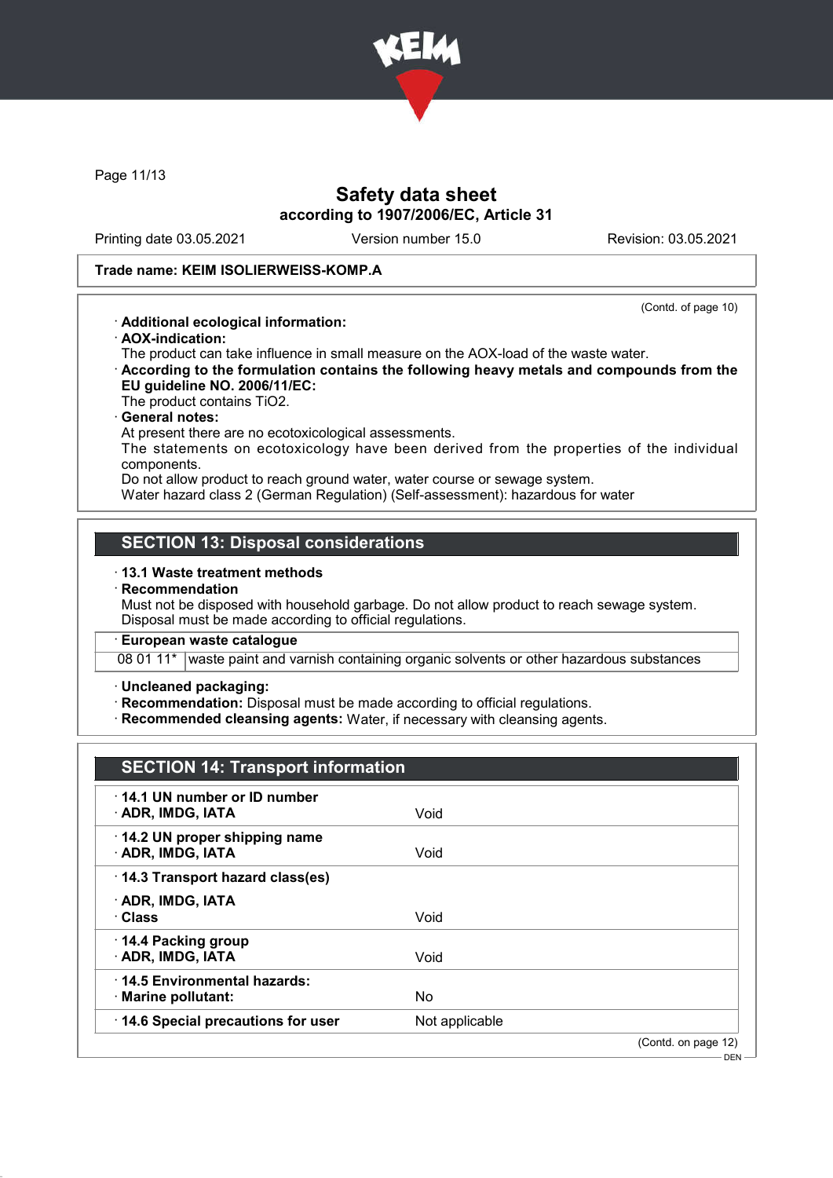**Trade name: KEIM ISOLIERWEISS-KOMP.A**

(Contd. of page 10)

· **Additional ecological information:**
· **AOX-indication:**
The product can take influence in small measure on the AOX-load of the waste water.
· **According to the formulation contains the following heavy metals and compounds from the EU guideline NO. 2006/11/EC:**
The product contains $TiO_2$.
· **General notes:**
At present there are no ecotoxicological assessments.
The statements on ecotoxicology have been derived from the properties of the individual components.
Do not allow product to reach ground water, water course or sewage system.
Water hazard class 2 (German Regulation) (Self-assessment): hazardous for water

## SECTION 13: Disposal considerations

· **13.1 Waste treatment methods**
· **Recommendation**
Must not be disposed with household garbage. Do not allow product to reach sewage system.
Disposal must be made according to official regulations.

| · European waste catalogue | |
|---|---|
| 08 01 11* | waste paint and varnish containing organic solvents or other hazardous substances |

· **Uncleaned packaging:**
· **Recommendation:** Disposal must be made according to official regulations.
· **Recommended cleansing agents:** Water, if necessary with cleansing agents.

## SECTION 14: Transport information

| | |
|---|---|
| · **14.1 UN number or ID number**<br>· **ADR, IMDG, IATA** | Void |
| · **14.2 UN proper shipping name**<br>· **ADR, IMDG, IATA** | Void |
| · **14.3 Transport hazard class(es)**<br>· **ADR, IMDG, IATA**<br>· **Class** | Void |
| · **14.4 Packing group**<br>· **ADR, IMDG, IATA** | Void |
| · **14.5 Environmental hazards:**<br>· **Marine pollutant:** | No |
| · **14.6 Special precautions for user** | Not applicable |

(Contd. on page 12)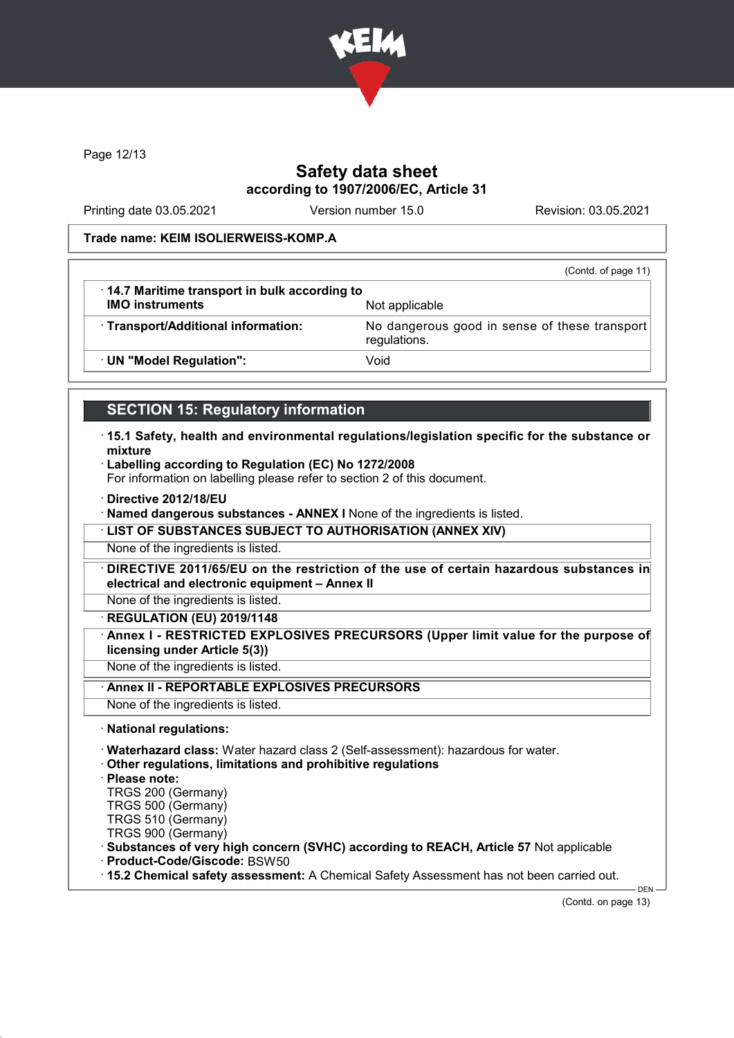Trade name: KEIM ISOLIERWEISS-KOMP.A

(Contd. of page 11)

| | |
|---|---|
| · **14.7 Maritime transport in bulk according to IMO instruments** | Not applicable |
| · **Transport/Additional information:** | No dangerous good in sense of these transport regulations. |
| · **UN "Model Regulation":** | Void |

## SECTION 15: Regulatory information

· **15.1 Safety, health and environmental regulations/legislation specific for the substance or mixture**

· **Labelling according to Regulation (EC) No 1272/2008**
For information on labelling please refer to section 2 of this document.

· **Directive 2012/18/EU**

· **Named dangerous substances - ANNEX I** None of the ingredients is listed.

· **LIST OF SUBSTANCES SUBJECT TO AUTHORISATION (ANNEX XIV)**
None of the ingredients is listed.

· **DIRECTIVE 2011/65/EU on the restriction of the use of certain hazardous substances in electrical and electronic equipment – Annex II**
None of the ingredients is listed.

· **REGULATION (EU) 2019/1148**

· **Annex I - RESTRICTED EXPLOSIVES PRECURSORS (Upper limit value for the purpose of licensing under Article 5(3))**
None of the ingredients is listed.

· **Annex II - REPORTABLE EXPLOSIVES PRECURSORS**
None of the ingredients is listed.

· **National regulations:**

· **Waterhazard class:** Water hazard class 2 (Self-assessment): hazardous for water.

· **Other regulations, limitations and prohibitive regulations**

· **Please note:**
TRGS 200 (Germany)
TRGS 500 (Germany)
TRGS 510 (Germany)
TRGS 900 (Germany)

· **Substances of very high concern (SVHC) according to REACH, Article 57** Not applicable

· **Product-Code/Giscode:** BSW50

· **15.2 Chemical safety assessment:** A Chemical Safety Assessment has not been carried out.

(Contd. on page 13)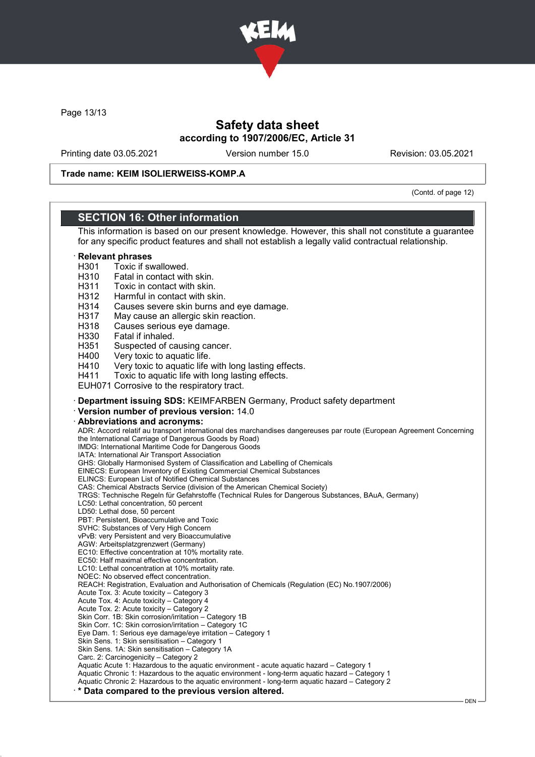# Safety data sheet
## according to 1907/2006/EC, Article 31

Printing date 03.05.2021 | Version number 15.0 | Revision: 03.05.2021

**Trade name: KEIM ISOLIERWEISS-KOMP.A**

(Contd. of page 12)

## SECTION 16: Other information

This information is based on our present knowledge. However, this shall not constitute a guarantee for any specific product features and shall not establish a legally valid contractual relationship.

· **Relevant phrases**

H301 Toxic if swallowed.
H310 Fatal in contact with skin.
H311 Toxic in contact with skin.
H312 Harmful in contact with skin.
H314 Causes severe skin burns and eye damage.
H317 May cause an allergic skin reaction.
H318 Causes serious eye damage.
H330 Fatal if inhaled.
H351 Suspected of causing cancer.
H400 Very toxic to aquatic life.
H410 Very toxic to aquatic life with long lasting effects.
H411 Toxic to aquatic life with long lasting effects.
EUH071 Corrosive to the respiratory tract.

· **Department issuing SDS:** KEIMFARBEN Germany, Product safety department
· **Version number of previous version:** 14.0
· **Abbreviations and acronyms:**

ADR: Accord relatif au transport international des marchandises dangereuses par route (European Agreement Concerning the International Carriage of Dangerous Goods by Road)
IMDG: International Maritime Code for Dangerous Goods
IATA: International Air Transport Association
GHS: Globally Harmonised System of Classification and Labelling of Chemicals
EINECS: European Inventory of Existing Commercial Chemical Substances
ELINCS: European List of Notified Chemical Substances
CAS: Chemical Abstracts Service (division of the American Chemical Society)
TRGS: Technische Regeln für Gefahrstoffe (Technical Rules for Dangerous Substances, BAuA, Germany)
LC50: Lethal concentration, 50 percent
LD50: Lethal dose, 50 percent
PBT: Persistent, Bioaccumulative and Toxic
SVHC: Substances of Very High Concern
vPvB: very Persistent and very Bioaccumulative
AGW: Arbeitsplatzgrenzwert (Germany)
EC10: Effective concentration at 10% mortality rate.
EC50: Half maximal effective concentration.
LC10: Lethal concentration at 10% mortality rate.
NOEC: No observed effect concentration.
REACH: Registration, Evaluation and Authorisation of Chemicals (Regulation (EC) No.1907/2006)
Acute Tox. 3: Acute toxicity – Category 3
Acute Tox. 4: Acute toxicity – Category 4
Acute Tox. 2: Acute toxicity – Category 2
Skin Corr. 1B: Skin corrosion/irritation – Category 1B
Skin Corr. 1C: Skin corrosion/irritation – Category 1C
Eye Dam. 1: Serious eye damage/eye irritation – Category 1
Skin Sens. 1: Skin sensitisation – Category 1
Skin Sens. 1A: Skin sensitisation – Category 1A
Carc. 2: Carcinogenicity – Category 2
Aquatic Acute 1: Hazardous to the aquatic environment - acute aquatic hazard – Category 1
Aquatic Chronic 1: Hazardous to the aquatic environment - long-term aquatic hazard – Category 1
Aquatic Chronic 2: Hazardous to the aquatic environment - long-term aquatic hazard – Category 2

· **\* Data compared to the previous version altered.**